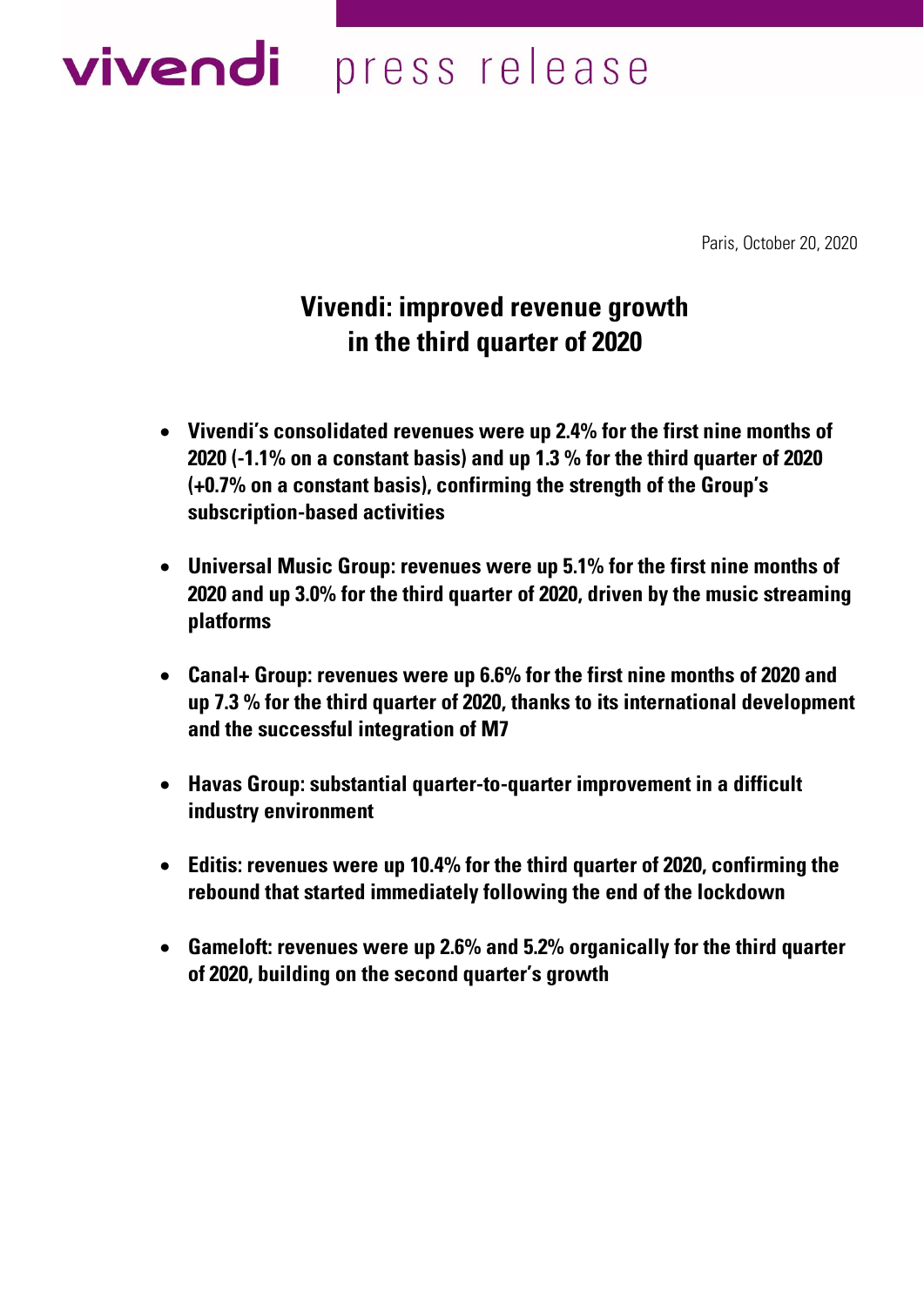vivendi press release

Paris, October 20, 2020

# Vivendi: improved revenue growth in the third quarter of 2020

- **Vivendi's consolidated revenues were up 2.4% for the first nine months of 2020 (-1.1% on a constant basis) and up 1.3 % for the third quarter of 2020 (+0.7% on a constant basis), confirming the strength of the Group's subscription-based activities**
- **Universal Music Group: revenues were up 5.1% for the first nine months of 2020 and up 3.0% for the third quarter of 2020, driven by the music streaming platforms**
- **Canal+ Group: revenues were up 6.6% for the first nine months of 2020 and up 7.3 % for the third quarter of 2020, thanks to its international development and the successful integration of M7**
- **Havas Group: substantial quarter-to-quarter improvement in a difficult industry environment**
- **Editis: revenues were up 10.4% for the third quarter of 2020, confirming the rebound that started immediately following the end of the lockdown**
- **Gameloft: revenues were up 2.6% and 5.2% organically for the third quarter of 2020, building on the second quarter's growth**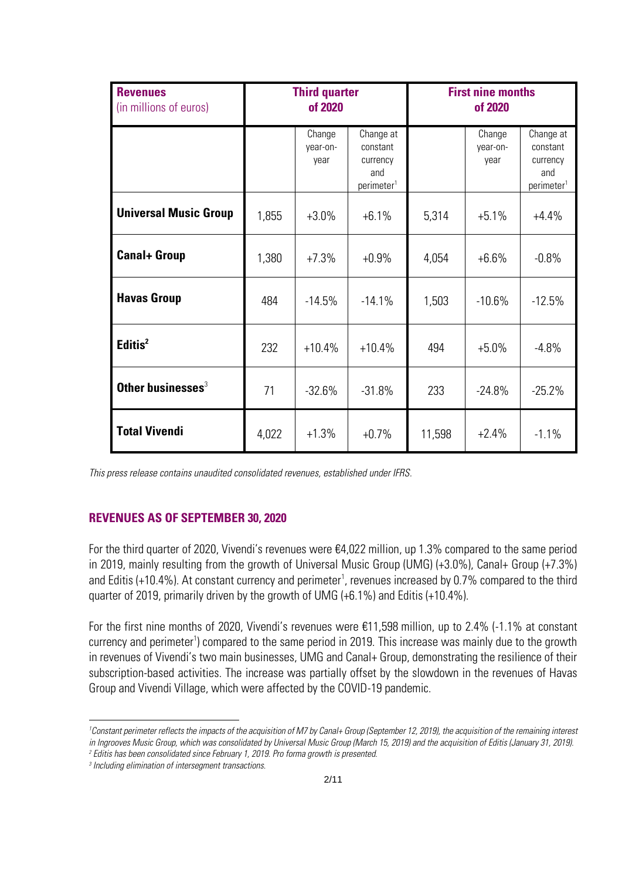| **Revenues** (in millions of euros) | **Third quarter of 2020** | | | **First nine months of 2020** | | |
|---|---|---|---|---|---|---|
| | | Change year-on-year | Change at constant currency and perimeter[1] | | Change year-on-year | Change at constant currency and perimeter[1] |
| **Universal Music Group** | 1,855 | +3.0% | +6.1% | 5,314 | +5.1% | +4.4% |
| **Canal+ Group** | 1,380 | +7.3% | +0.9% | 4,054 | +6.6% | -0.8% |
| **Havas Group** | 484 | -14.5% | -14.1% | 1,503 | -10.6% | -12.5% |
| **Editis**[2] | 232 | +10.4% | +10.4% | 494 | +5.0% | -4.8% |
| **Other businesses**[3] | 71 | -32.6% | -31.8% | 233 | -24.8% | -25.2% |
| **Total Vivendi** | 4,022 | +1.3% | +0.7% | 11,598 | +2.4% | -1.1% |

*This press release contains unaudited consolidated revenues, established under IFRS.*

## REVENUES AS OF SEPTEMBER 30, 2020

For the third quarter of 2020, Vivendi's revenues were €4,022 million, up 1.3% compared to the same period in 2019, mainly resulting from the growth of Universal Music Group (UMG) (+3.0%), Canal+ Group (+7.3%) and Editis (+10.4%). At constant currency and perimeter[1], revenues increased by 0.7% compared to the third quarter of 2019, primarily driven by the growth of UMG (+6.1%) and Editis (+10.4%).

For the first nine months of 2020, Vivendi's revenues were €11,598 million, up to 2.4% (-1.1% at constant currency and perimeter[1]) compared to the same period in 2019. This increase was mainly due to the growth in revenues of Vivendi's two main businesses, UMG and Canal+ Group, demonstrating the resilience of their subscription-based activities. The increase was partially offset by the slowdown in the revenues of Havas Group and Vivendi Village, which were affected by the COVID-19 pandemic.

---

*[1] Constant perimeter reflects the impacts of the acquisition of M7 by Canal+ Group (September 12, 2019), the acquisition of the remaining interest in Ingrooves Music Group, which was consolidated by Universal Music Group (March 15, 2019) and the acquisition of Editis (January 31, 2019).*
*[2] Editis has been consolidated since February 1, 2019. Pro forma growth is presented.*
*[3] Including elimination of intersegment transactions.*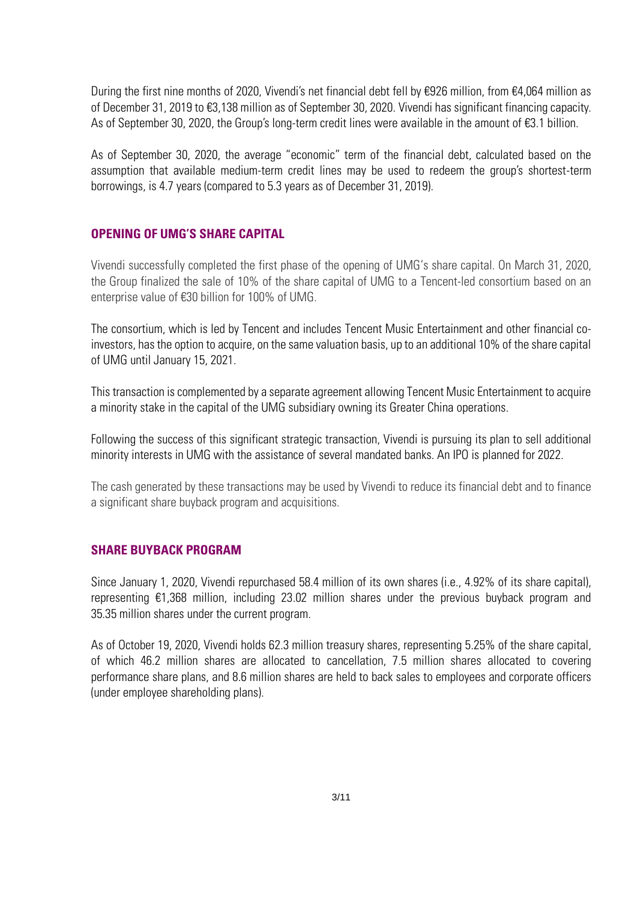During the first nine months of 2020, Vivendi's net financial debt fell by €926 million, from €4,064 million as of December 31, 2019 to €3,138 million as of September 30, 2020. Vivendi has significant financing capacity. As of September 30, 2020, the Group's long-term credit lines were available in the amount of €3.1 billion.

As of September 30, 2020, the average "economic" term of the financial debt, calculated based on the assumption that available medium-term credit lines may be used to redeem the group's shortest-term borrowings, is 4.7 years (compared to 5.3 years as of December 31, 2019).

## OPENING OF UMG'S SHARE CAPITAL

Vivendi successfully completed the first phase of the opening of UMG's share capital. On March 31, 2020, the Group finalized the sale of 10% of the share capital of UMG to a Tencent-led consortium based on an enterprise value of €30 billion for 100% of UMG.

The consortium, which is led by Tencent and includes Tencent Music Entertainment and other financial co-investors, has the option to acquire, on the same valuation basis, up to an additional 10% of the share capital of UMG until January 15, 2021.

This transaction is complemented by a separate agreement allowing Tencent Music Entertainment to acquire a minority stake in the capital of the UMG subsidiary owning its Greater China operations.

Following the success of this significant strategic transaction, Vivendi is pursuing its plan to sell additional minority interests in UMG with the assistance of several mandated banks. An IPO is planned for 2022.

The cash generated by these transactions may be used by Vivendi to reduce its financial debt and to finance a significant share buyback program and acquisitions.

## SHARE BUYBACK PROGRAM

Since January 1, 2020, Vivendi repurchased 58.4 million of its own shares (i.e., 4.92% of its share capital), representing €1,368 million, including 23.02 million shares under the previous buyback program and 35.35 million shares under the current program.

As of October 19, 2020, Vivendi holds 62.3 million treasury shares, representing 5.25% of the share capital, of which 46.2 million shares are allocated to cancellation, 7.5 million shares allocated to covering performance share plans, and 8.6 million shares are held to back sales to employees and corporate officers (under employee shareholding plans).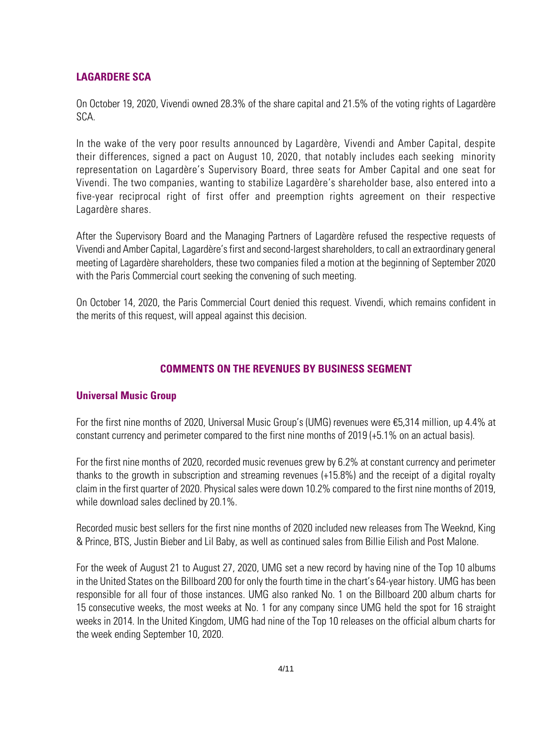## LAGARDERE SCA

On October 19, 2020, Vivendi owned 28.3% of the share capital and 21.5% of the voting rights of Lagardère SCA.

In the wake of the very poor results announced by Lagardère, Vivendi and Amber Capital, despite their differences, signed a pact on August 10, 2020, that notably includes each seeking minority representation on Lagardère's Supervisory Board, three seats for Amber Capital and one seat for Vivendi. The two companies, wanting to stabilize Lagardère's shareholder base, also entered into a five-year reciprocal right of first offer and preemption rights agreement on their respective Lagardère shares.

After the Supervisory Board and the Managing Partners of Lagardère refused the respective requests of Vivendi and Amber Capital, Lagardère's first and second-largest shareholders, to call an extraordinary general meeting of Lagardère shareholders, these two companies filed a motion at the beginning of September 2020 with the Paris Commercial court seeking the convening of such meeting.

On October 14, 2020, the Paris Commercial Court denied this request. Vivendi, which remains confident in the merits of this request, will appeal against this decision.

## COMMENTS ON THE REVENUES BY BUSINESS SEGMENT

### Universal Music Group

For the first nine months of 2020, Universal Music Group's (UMG) revenues were €5,314 million, up 4.4% at constant currency and perimeter compared to the first nine months of 2019 (+5.1% on an actual basis).

For the first nine months of 2020, recorded music revenues grew by 6.2% at constant currency and perimeter thanks to the growth in subscription and streaming revenues (+15.8%) and the receipt of a digital royalty claim in the first quarter of 2020. Physical sales were down 10.2% compared to the first nine months of 2019, while download sales declined by 20.1%.

Recorded music best sellers for the first nine months of 2020 included new releases from The Weeknd, King & Prince, BTS, Justin Bieber and Lil Baby, as well as continued sales from Billie Eilish and Post Malone.

For the week of August 21 to August 27, 2020, UMG set a new record by having nine of the Top 10 albums in the United States on the Billboard 200 for only the fourth time in the chart's 64-year history. UMG has been responsible for all four of those instances. UMG also ranked No. 1 on the Billboard 200 album charts for 15 consecutive weeks, the most weeks at No. 1 for any company since UMG held the spot for 16 straight weeks in 2014. In the United Kingdom, UMG had nine of the Top 10 releases on the official album charts for the week ending September 10, 2020.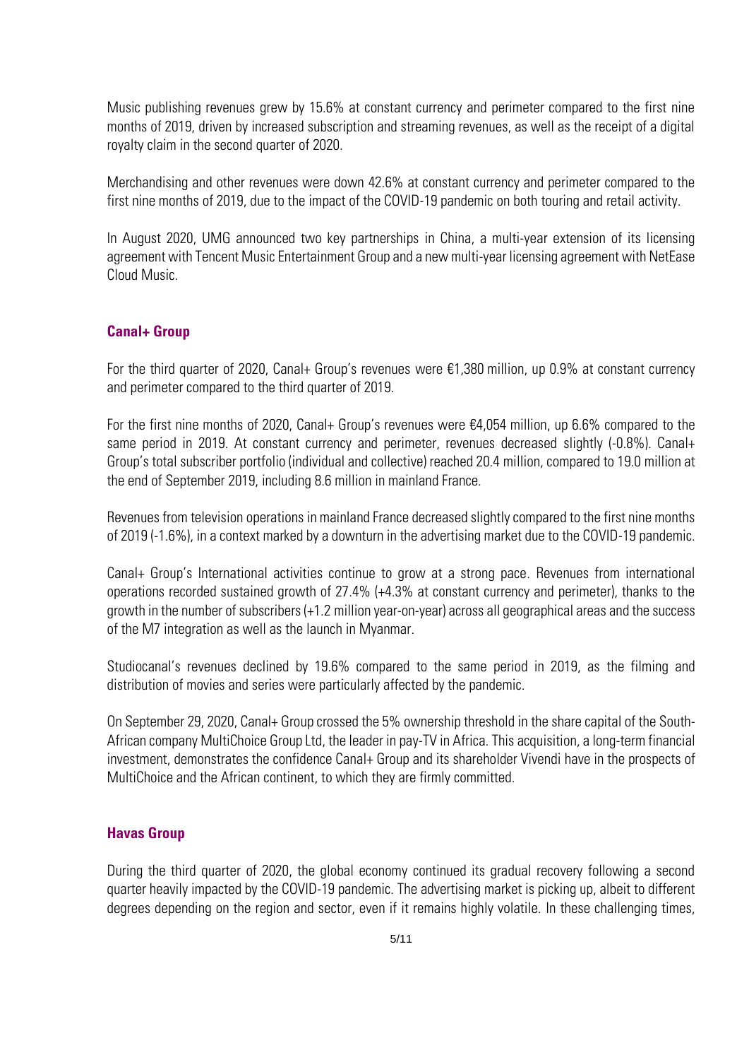Music publishing revenues grew by 15.6% at constant currency and perimeter compared to the first nine months of 2019, driven by increased subscription and streaming revenues, as well as the receipt of a digital royalty claim in the second quarter of 2020.

Merchandising and other revenues were down 42.6% at constant currency and perimeter compared to the first nine months of 2019, due to the impact of the COVID-19 pandemic on both touring and retail activity.

In August 2020, UMG announced two key partnerships in China, a multi-year extension of its licensing agreement with Tencent Music Entertainment Group and a new multi-year licensing agreement with NetEase Cloud Music.

## Canal+ Group

For the third quarter of 2020, Canal+ Group's revenues were €1,380 million, up 0.9% at constant currency and perimeter compared to the third quarter of 2019.

For the first nine months of 2020, Canal+ Group's revenues were €4,054 million, up 6.6% compared to the same period in 2019. At constant currency and perimeter, revenues decreased slightly (-0.8%). Canal+ Group's total subscriber portfolio (individual and collective) reached 20.4 million, compared to 19.0 million at the end of September 2019, including 8.6 million in mainland France.

Revenues from television operations in mainland France decreased slightly compared to the first nine months of 2019 (-1.6%), in a context marked by a downturn in the advertising market due to the COVID-19 pandemic.

Canal+ Group's International activities continue to grow at a strong pace. Revenues from international operations recorded sustained growth of 27.4% (+4.3% at constant currency and perimeter), thanks to the growth in the number of subscribers (+1.2 million year-on-year) across all geographical areas and the success of the M7 integration as well as the launch in Myanmar.

Studiocanal's revenues declined by 19.6% compared to the same period in 2019, as the filming and distribution of movies and series were particularly affected by the pandemic.

On September 29, 2020, Canal+ Group crossed the 5% ownership threshold in the share capital of the South-African company MultiChoice Group Ltd, the leader in pay-TV in Africa. This acquisition, a long-term financial investment, demonstrates the confidence Canal+ Group and its shareholder Vivendi have in the prospects of MultiChoice and the African continent, to which they are firmly committed.

## Havas Group

During the third quarter of 2020, the global economy continued its gradual recovery following a second quarter heavily impacted by the COVID-19 pandemic. The advertising market is picking up, albeit to different degrees depending on the region and sector, even if it remains highly volatile. In these challenging times,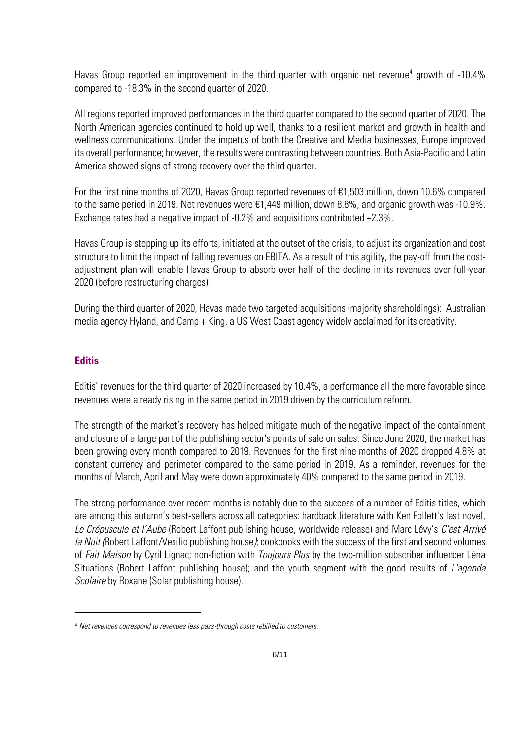Havas Group reported an improvement in the third quarter with organic net revenue[4] growth of -10.4% compared to -18.3% in the second quarter of 2020.

All regions reported improved performances in the third quarter compared to the second quarter of 2020. The North American agencies continued to hold up well, thanks to a resilient market and growth in health and wellness communications. Under the impetus of both the Creative and Media businesses, Europe improved its overall performance; however, the results were contrasting between countries. Both Asia-Pacific and Latin America showed signs of strong recovery over the third quarter.

For the first nine months of 2020, Havas Group reported revenues of €1,503 million, down 10.6% compared to the same period in 2019. Net revenues were €1,449 million, down 8.8%, and organic growth was -10.9%. Exchange rates had a negative impact of -0.2% and acquisitions contributed +2.3%.

Havas Group is stepping up its efforts, initiated at the outset of the crisis, to adjust its organization and cost structure to limit the impact of falling revenues on EBITA. As a result of this agility, the pay-off from the cost-adjustment plan will enable Havas Group to absorb over half of the decline in its revenues over full-year 2020 (before restructuring charges).

During the third quarter of 2020, Havas made two targeted acquisitions (majority shareholdings): Australian media agency Hyland, and Camp + King, a US West Coast agency widely acclaimed for its creativity.

## Editis

Editis' revenues for the third quarter of 2020 increased by 10.4%, a performance all the more favorable since revenues were already rising in the same period in 2019 driven by the curriculum reform.

The strength of the market's recovery has helped mitigate much of the negative impact of the containment and closure of a large part of the publishing sector's points of sale on sales. Since June 2020, the market has been growing every month compared to 2019. Revenues for the first nine months of 2020 dropped 4.8% at constant currency and perimeter compared to the same period in 2019. As a reminder, revenues for the months of March, April and May were down approximately 40% compared to the same period in 2019.

The strong performance over recent months is notably due to the success of a number of Editis titles, which are among this autumn's best-sellers across all categories: hardback literature with Ken Follett's last novel, *Le Crépuscule et l'Aube* (Robert Laffont publishing house, worldwide release) and Marc Lévy's *C'est Arrivé la Nuit* (Robert Laffont/Vesilio publishing house); cookbooks with the success of the first and second volumes of *Fait Maison* by Cyril Lignac; non-fiction with *Toujours Plus* by the two-million subscriber influencer Léna Situations (Robert Laffont publishing house); and the youth segment with the good results of *L'agenda Scolaire* by Roxane (Solar publishing house).

---

[4] *Net revenues correspond to revenues less pass-through costs rebilled to customers.*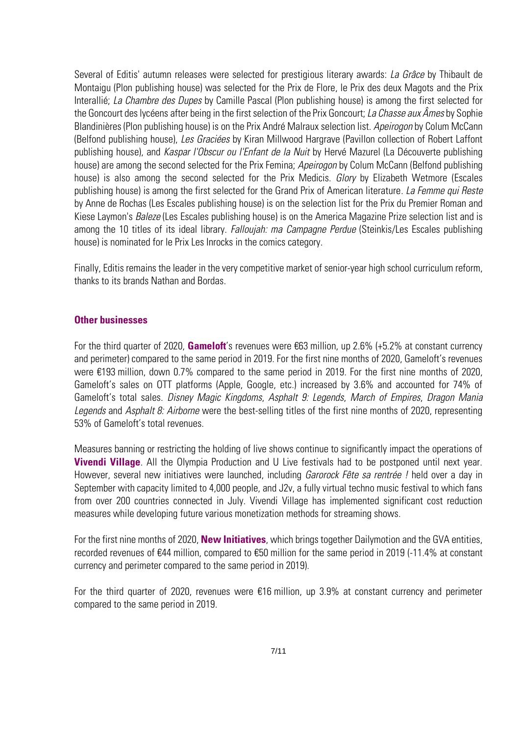Several of Editis' autumn releases were selected for prestigious literary awards: *La Grâce* by Thibault de Montaigu (Plon publishing house) was selected for the Prix de Flore, le Prix des deux Magots and the Prix Interallié; *La Chambre des Dupes* by Camille Pascal (Plon publishing house) is among the first selected for the Goncourt des lycéens after being in the first selection of the Prix Goncourt; *La Chasse aux Âmes* by Sophie Blandinières (Plon publishing house) is on the Prix André Malraux selection list. *Apeirogon* by Colum McCann (Belfond publishing house), *Les Graciées* by Kiran Millwood Hargrave (Pavillon collection of Robert Laffont publishing house), and *Kaspar l'Obscur ou l'Enfant de la Nuit* by Hervé Mazurel (La Découverte publishing house) are among the second selected for the Prix Femina; *Apeirogon* by Colum McCann (Belfond publishing house) is also among the second selected for the Prix Medicis. *Glory* by Elizabeth Wetmore (Escales publishing house) is among the first selected for the Grand Prix of American literature. *La Femme qui Reste* by Anne de Rochas (Les Escales publishing house) is on the selection list for the Prix du Premier Roman and Kiese Laymon's *Baleze* (Les Escales publishing house) is on the America Magazine Prize selection list and is among the 10 titles of its ideal library. *Falloujah: ma Campagne Perdue* (Steinkis/Les Escales publishing house) is nominated for le Prix Les Inrocks in the comics category.

Finally, Editis remains the leader in the very competitive market of senior-year high school curriculum reform, thanks to its brands Nathan and Bordas.

## Other businesses

For the third quarter of 2020, **Gameloft**'s revenues were €63 million, up 2.6% (+5.2% at constant currency and perimeter) compared to the same period in 2019. For the first nine months of 2020, Gameloft's revenues were €193 million, down 0.7% compared to the same period in 2019. For the first nine months of 2020, Gameloft's sales on OTT platforms (Apple, Google, etc.) increased by 3.6% and accounted for 74% of Gameloft's total sales. *Disney Magic Kingdoms*, *Asphalt 9: Legends*, *March of Empires*, *Dragon Mania Legends* and *Asphalt 8: Airborne* were the best-selling titles of the first nine months of 2020, representing 53% of Gameloft's total revenues.

Measures banning or restricting the holding of live shows continue to significantly impact the operations of **Vivendi Village**. All the Olympia Production and U Live festivals had to be postponed until next year. However, several new initiatives were launched, including *Garorock Fête sa rentrée !* held over a day in September with capacity limited to 4,000 people, and J2v, a fully virtual techno music festival to which fans from over 200 countries connected in July. Vivendi Village has implemented significant cost reduction measures while developing future various monetization methods for streaming shows.

For the first nine months of 2020, **New Initiatives**, which brings together Dailymotion and the GVA entities, recorded revenues of €44 million, compared to €50 million for the same period in 2019 (-11.4% at constant currency and perimeter compared to the same period in 2019).

For the third quarter of 2020, revenues were €16 million, up 3.9% at constant currency and perimeter compared to the same period in 2019.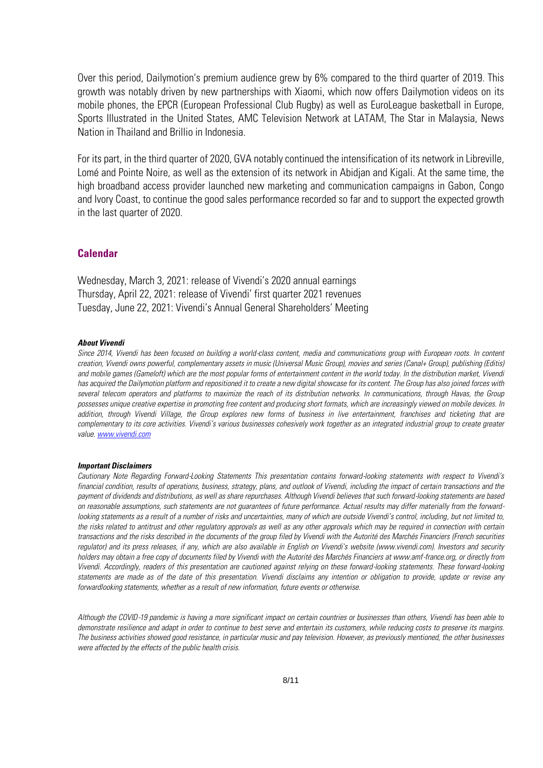Over this period, Dailymotion's premium audience grew by 6% compared to the third quarter of 2019. This growth was notably driven by new partnerships with Xiaomi, which now offers Dailymotion videos on its mobile phones, the EPCR (European Professional Club Rugby) as well as EuroLeague basketball in Europe, Sports Illustrated in the United States, AMC Television Network at LATAM, The Star in Malaysia, News Nation in Thailand and Brillio in Indonesia.

For its part, in the third quarter of 2020, GVA notably continued the intensification of its network in Libreville, Lomé and Pointe Noire, as well as the extension of its network in Abidjan and Kigali. At the same time, the high broadband access provider launched new marketing and communication campaigns in Gabon, Congo and Ivory Coast, to continue the good sales performance recorded so far and to support the expected growth in the last quarter of 2020.

## Calendar

Wednesday, March 3, 2021: release of Vivendi's 2020 annual earnings
Thursday, April 22, 2021: release of Vivendi' first quarter 2021 revenues
Tuesday, June 22, 2021: Vivendi's Annual General Shareholders' Meeting

***About Vivendi***

*Since 2014, Vivendi has been focused on building a world-class content, media and communications group with European roots. In content creation, Vivendi owns powerful, complementary assets in music (Universal Music Group), movies and series (Canal+ Group), publishing (Editis) and mobile games (Gameloft) which are the most popular forms of entertainment content in the world today. In the distribution market, Vivendi has acquired the Dailymotion platform and repositioned it to create a new digital showcase for its content. The Group has also joined forces with several telecom operators and platforms to maximize the reach of its distribution networks. In communications, through Havas, the Group possesses unique creative expertise in promoting free content and producing short formats, which are increasingly viewed on mobile devices. In addition, through Vivendi Village, the Group explores new forms of business in live entertainment, franchises and ticketing that are complementary to its core activities. Vivendi's various businesses cohesively work together as an integrated industrial group to create greater value. [www.vivendi.com](http://www.vivendi.com)*

***Important Disclaimers***

*Cautionary Note Regarding Forward-Looking Statements This presentation contains forward-looking statements with respect to Vivendi's financial condition, results of operations, business, strategy, plans, and outlook of Vivendi, including the impact of certain transactions and the payment of dividends and distributions, as well as share repurchases. Although Vivendi believes that such forward-looking statements are based on reasonable assumptions, such statements are not guarantees of future performance. Actual results may differ materially from the forward-looking statements as a result of a number of risks and uncertainties, many of which are outside Vivendi's control, including, but not limited to, the risks related to antitrust and other regulatory approvals as well as any other approvals which may be required in connection with certain transactions and the risks described in the documents of the group filed by Vivendi with the Autorité des Marchés Financiers (French securities regulator) and its press releases, if any, which are also available in English on Vivendi's website (www.vivendi.com). Investors and security holders may obtain a free copy of documents filed by Vivendi with the Autorité des Marchés Financiers at www.amf-france.org, or directly from Vivendi. Accordingly, readers of this presentation are cautioned against relying on these forward-looking statements. These forward-looking statements are made as of the date of this presentation. Vivendi disclaims any intention or obligation to provide, update or revise any forwardlooking statements, whether as a result of new information, future events or otherwise.*

*Although the COVID-19 pandemic is having a more significant impact on certain countries or businesses than others, Vivendi has been able to demonstrate resilience and adapt in order to continue to best serve and entertain its customers, while reducing costs to preserve its margins. The business activities showed good resistance, in particular music and pay television. However, as previously mentioned, the other businesses were affected by the effects of the public health crisis.*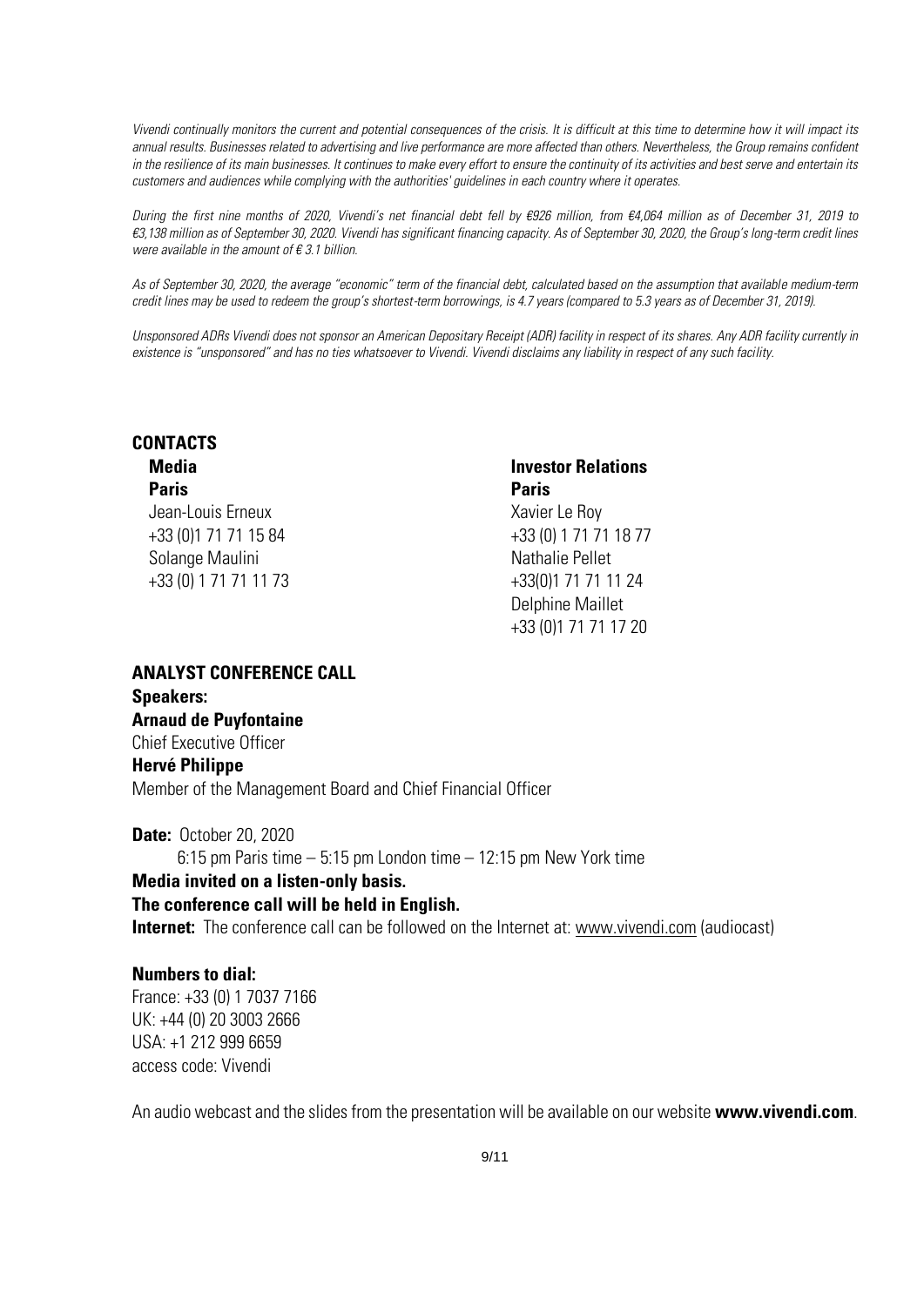*Vivendi continually monitors the current and potential consequences of the crisis. It is difficult at this time to determine how it will impact its annual results. Businesses related to advertising and live performance are more affected than others. Nevertheless, the Group remains confident in the resilience of its main businesses. It continues to make every effort to ensure the continuity of its activities and best serve and entertain its customers and audiences while complying with the authorities' guidelines in each country where it operates.*

*During the first nine months of 2020, Vivendi's net financial debt fell by €926 million, from €4,064 million as of December 31, 2019 to €3,138 million as of September 30, 2020. Vivendi has significant financing capacity. As of September 30, 2020, the Group's long-term credit lines were available in the amount of € 3.1 billion.*

*As of September 30, 2020, the average "economic" term of the financial debt, calculated based on the assumption that available medium-term credit lines may be used to redeem the group's shortest-term borrowings, is 4.7 years (compared to 5.3 years as of December 31, 2019).*

*Unsponsored ADRs Vivendi does not sponsor an American Depositary Receipt (ADR) facility in respect of its shares. Any ADR facility currently in existence is "unsponsored" and has no ties whatsoever to Vivendi. Vivendi disclaims any liability in respect of any such facility.*

## CONTACTS

**Media**
**Paris**
Jean-Louis Erneux
+33 (0)1 71 71 15 84
Solange Maulini
+33 (0) 1 71 71 11 73

**Investor Relations**
**Paris**
Xavier Le Roy
+33 (0) 1 71 71 18 77
Nathalie Pellet
+33(0)1 71 71 11 24
Delphine Maillet
+33 (0)1 71 71 17 20

## ANALYST CONFERENCE CALL

**Speakers:**
**Arnaud de Puyfontaine**
Chief Executive Officer
**Hervé Philippe**
Member of the Management Board and Chief Financial Officer

**Date:** October 20, 2020
6:15 pm Paris time – 5:15 pm London time – 12:15 pm New York time
**Media invited on a listen-only basis.**
**The conference call will be held in English.**
**Internet:** The conference call can be followed on the Internet at: www.vivendi.com (audiocast)

**Numbers to dial:**
France: +33 (0) 1 7037 7166
UK: +44 (0) 20 3003 2666
USA: +1 212 999 6659
access code: Vivendi

An audio webcast and the slides from the presentation will be available on our website **www.vivendi.com**.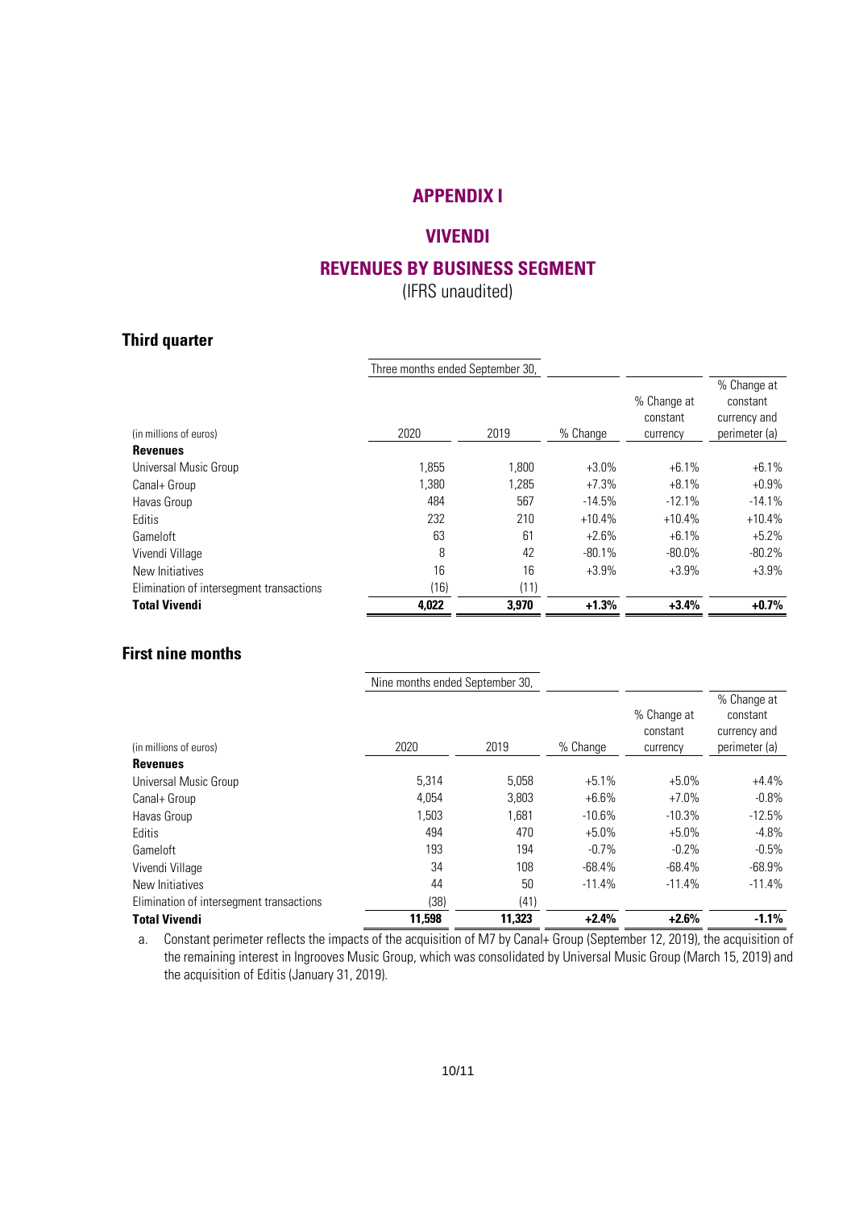# APPENDIX I

# VIVENDI

## REVENUES BY BUSINESS SEGMENT

(IFRS unaudited)

### Third quarter

| (in millions of euros) | Three months ended September 30, 2020 | 2019 | % Change | % Change at constant currency | % Change at constant currency and perimeter (a) |
|---|---|---|---|---|---|
| **Revenues** | | | | | |
| Universal Music Group | 1,855 | 1,800 | +3.0% | +6.1% | +6.1% |
| Canal+ Group | 1,380 | 1,285 | +7.3% | +8.1% | +0.9% |
| Havas Group | 484 | 567 | -14.5% | -12.1% | -14.1% |
| Editis | 232 | 210 | +10.4% | +10.4% | +10.4% |
| Gameloft | 63 | 61 | +2.6% | +6.1% | +5.2% |
| Vivendi Village | 8 | 42 | -80.1% | -80.0% | -80.2% |
| New Initiatives | 16 | 16 | +3.9% | +3.9% | +3.9% |
| Elimination of intersegment transactions | (16) | (11) | | | |
| **Total Vivendi** | **4,022** | **3,970** | **+1.3%** | **+3.4%** | **+0.7%** |

### First nine months

| (in millions of euros) | Nine months ended September 30, 2020 | 2019 | % Change | % Change at constant currency | % Change at constant currency and perimeter (a) |
|---|---|---|---|---|---|
| **Revenues** | | | | | |
| Universal Music Group | 5,314 | 5,058 | +5.1% | +5.0% | +4.4% |
| Canal+ Group | 4,054 | 3,803 | +6.6% | +7.0% | -0.8% |
| Havas Group | 1,503 | 1,681 | -10.6% | -10.3% | -12.5% |
| Editis | 494 | 470 | +5.0% | +5.0% | -4.8% |
| Gameloft | 193 | 194 | -0.7% | -0.2% | -0.5% |
| Vivendi Village | 34 | 108 | -68.4% | -68.4% | -68.9% |
| New Initiatives | 44 | 50 | -11.4% | -11.4% | -11.4% |
| Elimination of intersegment transactions | (38) | (41) | | | |
| **Total Vivendi** | **11,598** | **11,323** | **+2.4%** | **+2.6%** | **-1.1%** |

a. Constant perimeter reflects the impacts of the acquisition of M7 by Canal+ Group (September 12, 2019), the acquisition of the remaining interest in Ingrooves Music Group, which was consolidated by Universal Music Group (March 15, 2019) and the acquisition of Editis (January 31, 2019).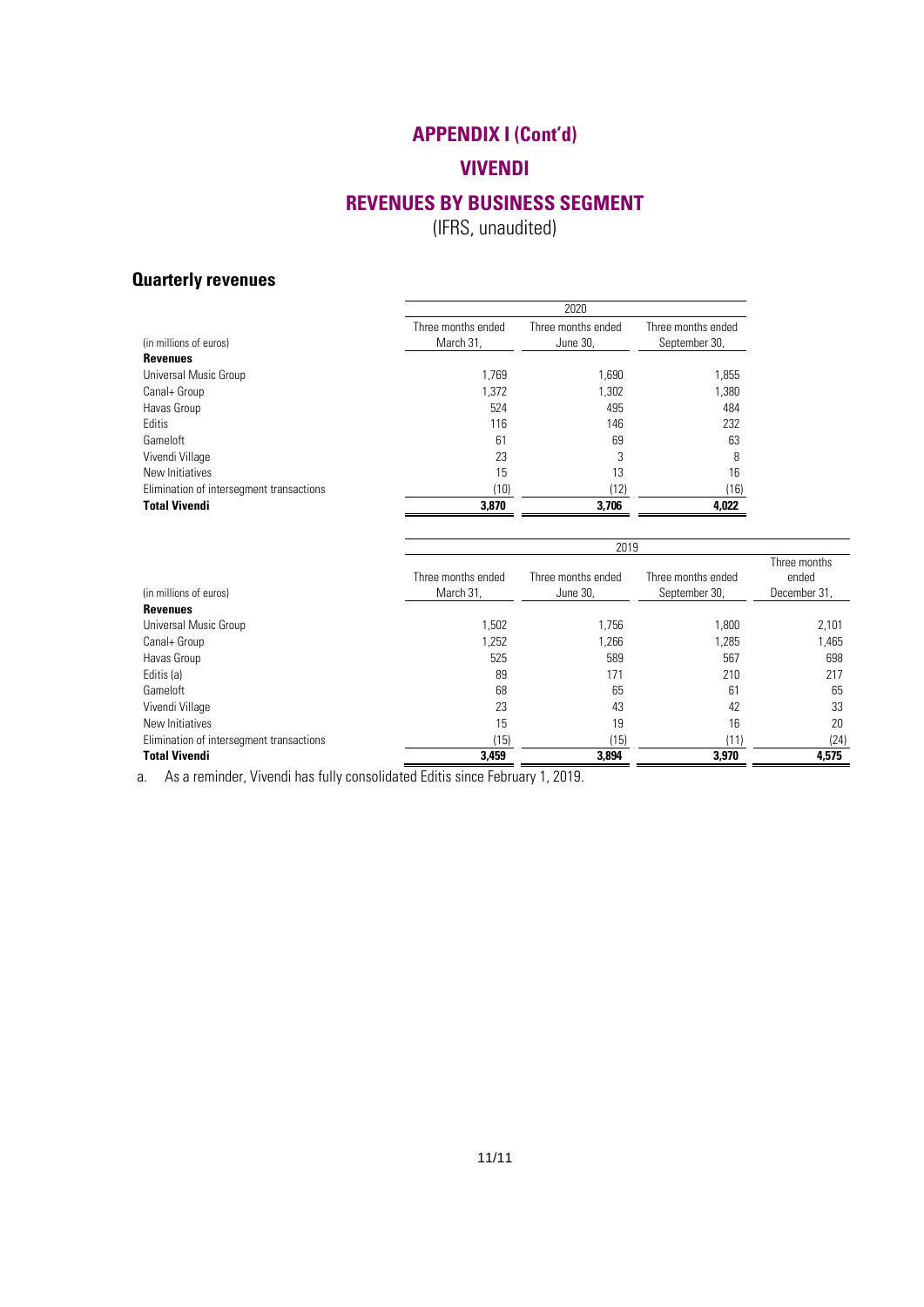# APPENDIX I (Cont'd)

# VIVENDI

# REVENUES BY BUSINESS SEGMENT

(IFRS, unaudited)

## Quarterly revenues

| | 2020 | | |
|---|---|---|---|
| (in millions of euros) | Three months ended March 31, | Three months ended June 30, | Three months ended September 30, |
| **Revenues** | | | |
| Universal Music Group | 1,769 | 1,690 | 1,855 |
| Canal+ Group | 1,372 | 1,302 | 1,380 |
| Havas Group | 524 | 495 | 484 |
| Editis | 116 | 146 | 232 |
| Gameloft | 61 | 69 | 63 |
| Vivendi Village | 23 | 3 | 8 |
| New Initiatives | 15 | 13 | 16 |
| Elimination of intersegment transactions | (10) | (12) | (16) |
| **Total Vivendi** | **3,870** | **3,706** | **4,022** |

| | 2019 | | | |
|---|---|---|---|---|
| (in millions of euros) | Three months ended March 31, | Three months ended June 30, | Three months ended September 30, | Three months ended December 31, |
| **Revenues** | | | | |
| Universal Music Group | 1,502 | 1,756 | 1,800 | 2,101 |
| Canal+ Group | 1,252 | 1,266 | 1,285 | 1,465 |
| Havas Group | 525 | 589 | 567 | 698 |
| Editis (a) | 89 | 171 | 210 | 217 |
| Gameloft | 68 | 65 | 61 | 65 |
| Vivendi Village | 23 | 43 | 42 | 33 |
| New Initiatives | 15 | 19 | 16 | 20 |
| Elimination of intersegment transactions | (15) | (15) | (11) | (24) |
| **Total Vivendi** | **3,459** | **3,894** | **3,970** | **4,575** |

a. As a reminder, Vivendi has fully consolidated Editis since February 1, 2019.